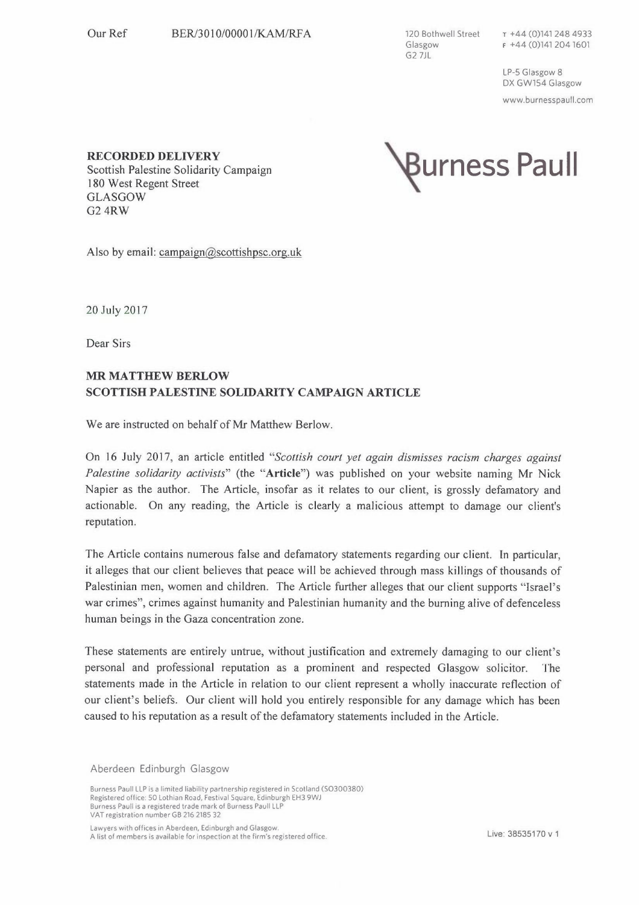Our Ref BER/3010/00001/KAM/RFA

120 Bothwell Street
Glasgow
G2 7JL

T +44 (0)141 248 4933
F +44 (0)141 204 1601

LP-5 Glasgow 8
DX GW154 Glasgow

www.burnesspaull.com

Burness Paull

**RECORDED DELIVERY**
Scottish Palestine Solidarity Campaign
180 West Regent Street
GLASGOW
G2 4RW

Also by email: campaign@scottishpsc.org.uk

20 July 2017

Dear Sirs

**MR MATTHEW BERLOW**
**SCOTTISH PALESTINE SOLIDARITY CAMPAIGN ARTICLE**

We are instructed on behalf of Mr Matthew Berlow.

On 16 July 2017, an article entitled "*Scottish court yet again dismisses racism charges against Palestine solidarity activists*" (the "**Article**") was published on your website naming Mr Nick Napier as the author. The Article, insofar as it relates to our client, is grossly defamatory and actionable. On any reading, the Article is clearly a malicious attempt to damage our client's reputation.

The Article contains numerous false and defamatory statements regarding our client. In particular, it alleges that our client believes that peace will be achieved through mass killings of thousands of Palestinian men, women and children. The Article further alleges that our client supports "Israel's war crimes", crimes against humanity and Palestinian humanity and the burning alive of defenceless human beings in the Gaza concentration zone.

These statements are entirely untrue, without justification and extremely damaging to our client's personal and professional reputation as a prominent and respected Glasgow solicitor. The statements made in the Article in relation to our client represent a wholly inaccurate reflection of our client's beliefs. Our client will hold you entirely responsible for any damage which has been caused to his reputation as a result of the defamatory statements included in the Article.

Aberdeen Edinburgh Glasgow

Burness Paull LLP is a limited liability partnership registered in Scotland (SO300380)
Registered office: 50 Lothian Road, Festival Square, Edinburgh EH3 9WJ
Burness Paull is a registered trade mark of Burness Paull LLP
VAT registration number GB 216 2185 32

Lawyers with offices in Aberdeen, Edinburgh and Glasgow.
A list of members is available for inspection at the firm's registered office.

Live: 38535170 v 1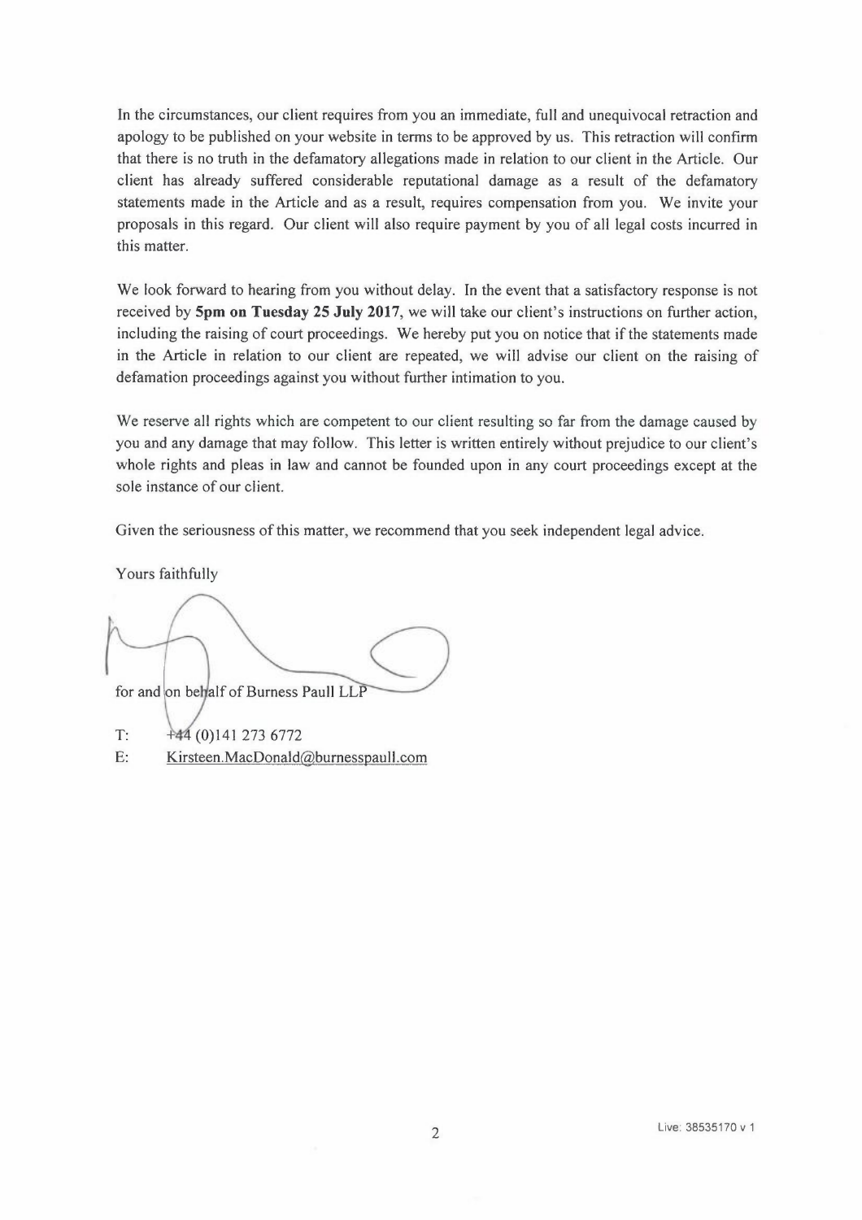In the circumstances, our client requires from you an immediate, full and unequivocal retraction and apology to be published on your website in terms to be approved by us. This retraction will confirm that there is no truth in the defamatory allegations made in relation to our client in the Article. Our client has already suffered considerable reputational damage as a result of the defamatory statements made in the Article and as a result, requires compensation from you. We invite your proposals in this regard. Our client will also require payment by you of all legal costs incurred in this matter.

We look forward to hearing from you without delay. In the event that a satisfactory response is not received by **5pm on Tuesday 25 July 2017**, we will take our client's instructions on further action, including the raising of court proceedings. We hereby put you on notice that if the statements made in the Article in relation to our client are repeated, we will advise our client on the raising of defamation proceedings against you without further intimation to you.

We reserve all rights which are competent to our client resulting so far from the damage caused by you and any damage that may follow. This letter is written entirely without prejudice to our client's whole rights and pleas in law and cannot be founded upon in any court proceedings except at the sole instance of our client.

Given the seriousness of this matter, we recommend that you seek independent legal advice.

Yours faithfully

for and on behalf of Burness Paull LLP

T: +44 (0)141 273 6772

E: Kirsteen.MacDonald@burnesspaull.com

Live: 38535170 v 1